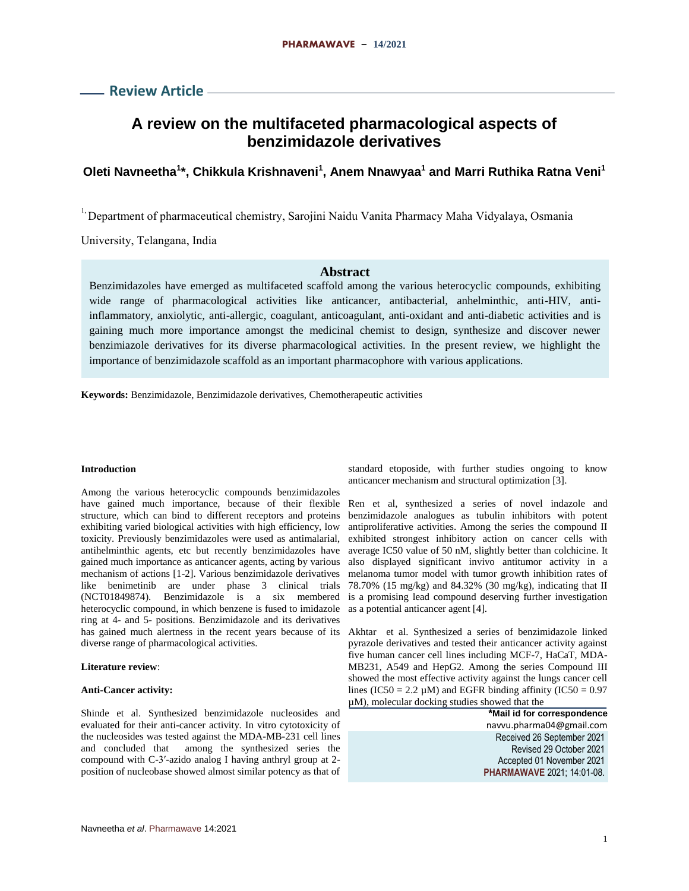## Review Article

# A review on the multifaceted pharmacological aspects of benzimidazole derivatives

**Oleti Navneetha[1]\*, Chikkula Krishnaveni[1], Anem Nnawyaa[1] and Marri Ruthika Ratna Veni[1]**

[1.] Department of pharmaceutical chemistry, Sarojini Naidu Vanita Pharmacy Maha Vidyalaya, Osmania University, Telangana, India

## Abstract

Benzimidazoles have emerged as multifaceted scaffold among the various heterocyclic compounds, exhibiting wide range of pharmacological activities like anticancer, antibacterial, anhelminthic, anti-HIV, anti-inflammatory, anxiolytic, anti-allergic, coagulant, anticoagulant, anti-oxidant and anti-diabetic activities and is gaining much more importance amongst the medicinal chemist to design, synthesize and discover newer benzimiazole derivatives for its diverse pharmacological activities. In the present review, we highlight the importance of benzimidazole scaffold as an important pharmacophore with various applications.

**Keywords:** Benzimidazole, Benzimidazole derivatives, Chemotherapeutic activities

### Introduction

Among the various heterocyclic compounds benzimidazoles have gained much importance, because of their flexible structure, which can bind to different receptors and proteins exhibiting varied biological activities with high efficiency, low toxicity. Previously benzimidazoles were used as antimalarial, antihelminthic agents, etc but recently benzimidazoles have gained much importance as anticancer agents, acting by various mechanism of actions [1-2]. Various benzimidazole derivatives like benimetinib are under phase 3 clinical trials (NCT01849874). Benzimidazole is a six membered heterocyclic compound, in which benzene is fused to imidazole ring at 4- and 5- positions. Benzimidazole and its derivatives has gained much alertness in the recent years because of its diverse range of pharmacological activities.

### Literature review:

### Anti-Cancer activity:

Shinde et al. Synthesized benzimidazole nucleosides and evaluated for their anti-cancer activity. In vitro cytotoxicity of the nucleosides was tested against the MDA-MB-231 cell lines and concluded that among the synthesized series the compound with C-3′-azido analog I having anthryl group at 2-position of nucleobase showed almost similar potency as that of standard etoposide, with further studies ongoing to know anticancer mechanism and structural optimization [3].

Ren et al, synthesized a series of novel indazole and benzimidazole analogues as tubulin inhibitors with potent antiproliferative activities. Among the series the compound II exhibited strongest inhibitory action on cancer cells with average IC50 value of 50 nM, slightly better than colchicine. It also displayed significant invivo antitumor activity in a melanoma tumor model with tumor growth inhibition rates of 78.70% (15 mg/kg) and 84.32% (30 mg/kg), indicating that II is a promising lead compound deserving further investigation as a potential anticancer agent [4].

Akhtar et al. Synthesized a series of benzimidazole linked pyrazole derivatives and tested their anticancer activity against five human cancer cell lines including MCF-7, HaCaT, MDA-MB231, A549 and HepG2. Among the series Compound III showed the most effective activity against the lungs cancer cell lines (IC50 = 2.2 μM) and EGFR binding affinity (IC50 = 0.97 μM), molecular docking studies showed that the

\*Mail id for correspondence
navvu.pharma04@gmail.com
Received 26 September 2021
Revised 29 October 2021
Accepted 01 November 2021
PHARMAWAVE 2021; 14:01-08.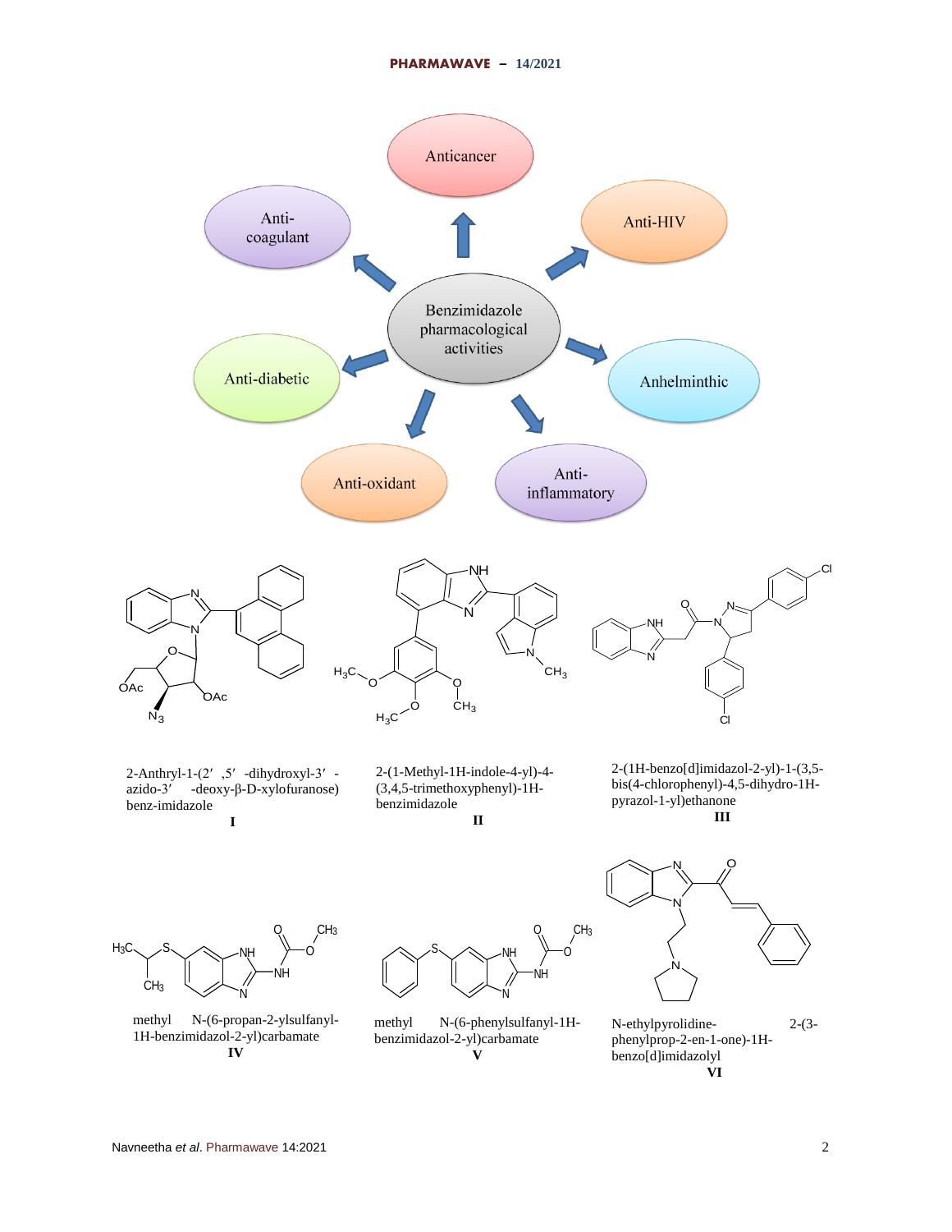Anticancer

Anti-HIV

Anhelminthic

Anti-inflammatory

Anti-oxidant

Anti-diabetic

Anti-coagulant

Benzimidazole pharmacological activities

2-Anthryl-1-(2′ ,5′ -dihydroxyl-3′ -azido-3′ -deoxy-β-D-xylofuranose) benz-imidazole

**I**

2-(1-Methyl-1H-indole-4-yl)-4-(3,4,5-trimethoxyphenyl)-1H-benzimidazole

**II**

2-(1H-benzo[d]imidazol-2-yl)-1-(3,5-bis(4-chlorophenyl)-4,5-dihydro-1H-pyrazol-1-yl)ethanone

**III**

methyl N-(6-propan-2-ylsulfanyl-1H-benzimidazol-2-yl)carbamate

**IV**

methyl N-(6-phenylsulfanyl-1H-benzimidazol-2-yl)carbamate

**V**

N-ethylpyrolidine- 2-(3-phenylprop-2-en-1-one)-1H-benzo[d]imidazolyl

**VI**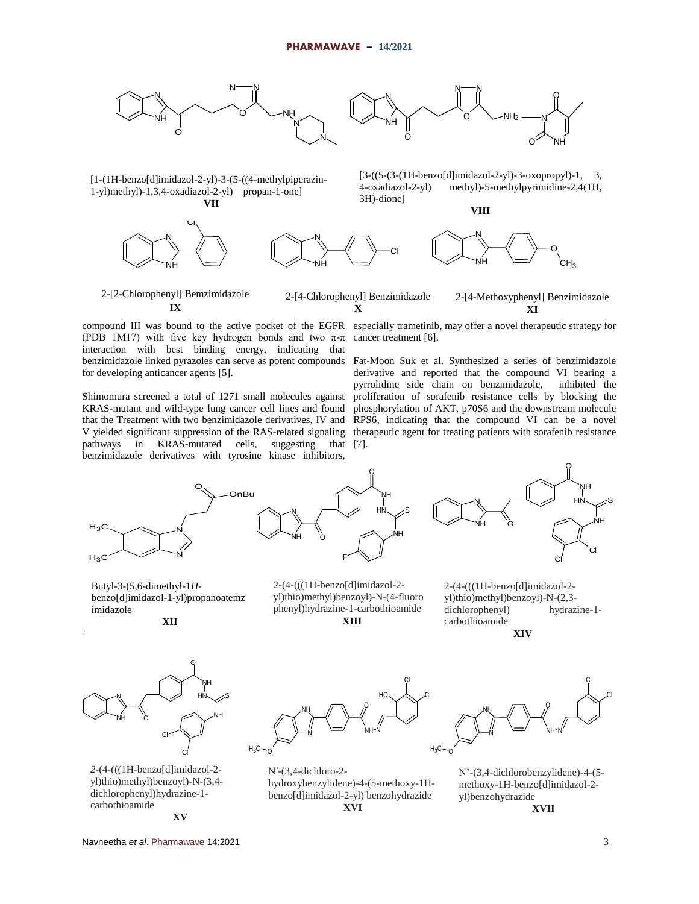[1-(1H-benzo[d]imidazol-2-yl)-3-(5-((4-methylpiperazin-1-yl)methyl)-1,3,4-oxadiazol-2-yl) propan-1-one]
**VII**

[3-((5-(3-(1H-benzo[d]imidazol-2-yl)-3-oxopropyl)-1, 3, 4-oxadiazol-2-yl) methyl)-5-methylpyrimidine-2,4(1H, 3H)-dione]
**VIII**

2-[2-Chlorophenyl] Bemzimidazole
**IX**

2-[4-Chlorophenyl] Benzimidazole
**X**

2-[4-Methoxyphenyl] Benzimidazole
**XI**

compound III was bound to the active pocket of the EGFR (PDB 1M17) with five key hydrogen bonds and two π-π interaction with best binding energy, indicating that benzimidazole linked pyrazoles can serve as potent compounds for developing anticancer agents [5].

Shimomura screened a total of 1271 small molecules against KRAS-mutant and wild-type lung cancer cell lines and found that the Treatment with two benzimidazole derivatives, IV and V yielded significant suppression of the RAS-related signaling pathways in KRAS-mutated cells, suggesting that benzimidazole derivatives with tyrosine kinase inhibitors, especially trametinib, may offer a novel therapeutic strategy for cancer treatment [6].

Fat-Moon Suk et al. Synthesized a series of benzimidazole derivative and reported that the compound VI bearing a pyrrolidine side chain on benzimidazole, inhibited the proliferation of sorafenib resistance cells by blocking the phosphorylation of AKT, p70S6 and the downstream molecule RPS6, indicating that the compound VI can be a novel therapeutic agent for treating patients with sorafenib resistance [7].

Butyl-3-(5,6-dimethyl-1*H*-benzo[d]imidazol-1-yl)propanoatemz imidazole
**XII**

2-(4-(((1H-benzo[d]imidazol-2-yl)thio)methyl)benzoyl)-N-(4-fluoro phenyl)hydrazine-1-carbothioamide
**XIII**

2-(4-(((1H-benzo[d]imidazol-2-yl)thio)methyl)benzoyl)-N-(2,3-dichlorophenyl) hydrazine-1-carbothioamide
**XIV**

*2*-(4-(((1H-benzo[d]imidazol-2-yl)thio)methyl)benzoyl)-N-(3,4-dichlorophenyl)hydrazine-1-carbothioamide
**XV**

N′-(3,4-dichloro-2-hydroxybenzylidene)-4-(5-methoxy-1H-benzo[d]imidazol-2-yl) benzohydrazide
**XVI**

N'-(3,4-dichlorobenzylidene)-4-(5-methoxy-1H-benzo[d]imidazol-2-yl)benzohydrazide
**XVII**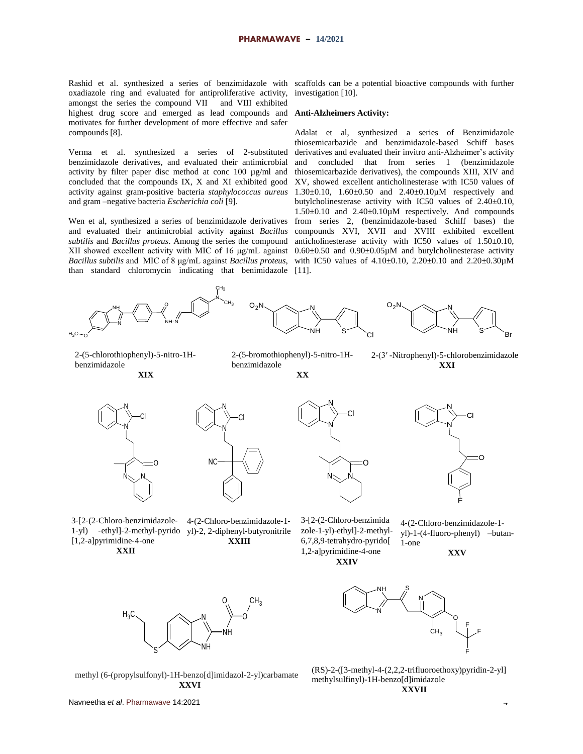Rashid et al. synthesized a series of benzimidazole with oxadiazole ring and evaluated for antiproliferative activity, amongst the series the compound VII and VIII exhibited highest drug score and emerged as lead compounds and motivates for further development of more effective and safer compounds [8].

Verma et al. synthesized a series of 2-substituted benzimidazole derivatives, and evaluated their antimicrobial activity by filter paper disc method at conc 100 µg/ml and concluded that the compounds IX, X and XI exhibited good activity against gram-positive bacteria *staphylococcus aureus* and gram –negative bacteria *Escherichia coli* [9].

Wen et al, synthesized a series of benzimidazole derivatives and evaluated their antimicrobial activity against *Bacillus subtilis* and *Bacillus proteus*. Among the series the compound XII showed excellent activity with MIC of 16 µg/mL against *Bacillus subtilis* and MIC of 8 µg/mL against *Bacillus proteus*, than standard chloromycin indicating that benimidazole scaffolds can be a potential bioactive compounds with further investigation [10].

**Anti-Alzheimers Activity:**

Adalat et al, synthesized a series of Benzimidazole thiosemicarbazide and benzimidazole-based Schiff bases derivatives and evaluated their invitro anti-Alzheimer's activity and concluded that from series 1 (benzimidazole thiosemicarbazide derivatives), the compounds XIII, XIV and XV, showed excellent anticholinesterase with IC50 values of 1.30±0.10, 1.60±0.50 and 2.40±0.10µM respectively and butylcholinesterase activity with IC50 values of 2.40±0.10, 1.50±0.10 and 2.40±0.10µM respectively. And compounds from series 2, (benzimidazole-based Schiff bases) the compounds XVI, XVII and XVIII exhibited excellent anticholinesterase activity with IC50 values of 1.50±0.10, 0.60±0.50 and 0.90±0.05µM and butylcholinesterase activity with IC50 values of 4.10±0.10, 2.20±0.10 and 2.20±0.30µM [11].

2-(5-chlorothiophenyl)-5-nitro-1H-benzimidazole
**XIX**

2-(5-bromothiophenyl)-5-nitro-1H-benzimidazole
**XX**

2-(3′-Nitrophenyl)-5-chlorobenzimidazole
**XXI**

3-[2-(2-Chloro-benzimidazole-1-yl) -ethyl]-2-methyl-pyrido[1,2-a]pyrimidine-4-one
**XXII**

4-(2-Chloro-benzimidazole-1-yl)-2, 2-diphenyl-butyronitrile
**XXIII**

3-[2-(2-Chloro-benzimidazole-1-yl)-ethyl]-2-methyl-6,7,8,9-tetrahydro-pyrido[1,2-a]pyrimidine-4-one
**XXIV**

4-(2-Chloro-benzimidazole-1-yl)-1-(4-fluoro-phenyl) –butan-1-one
**XXV**

methyl (6-(propylsulfonyl)-1H-benzo[d]imidazol-2-yl)carbamate
**XXVI**

(RS)-2-([3-methyl-4-(2,2,2-trifluoroethoxy)pyridin-2-yl] methylsulfinyl)-1H-benzo[d]imidazole
**XXVII**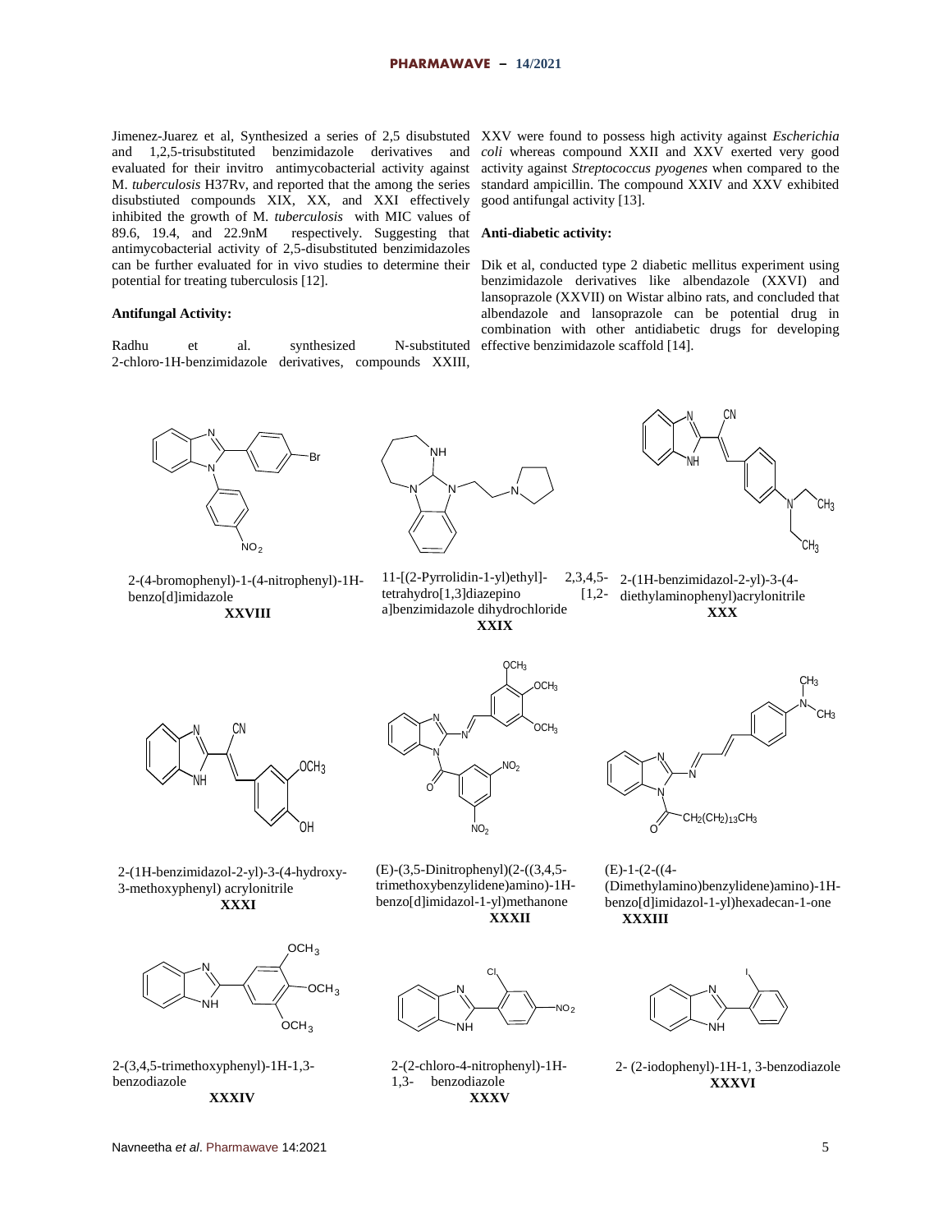Jimenez-Juarez et al, Synthesized a series of 2,5 disubstuted and 1,2,5-trisubstituted benzimidazole derivatives and evaluated for their invitro antimycobacterial activity against M. *tuberculosis* H37Rv, and reported that the among the series disubstiuted compounds XIX, XX, and XXI effectively inhibited the growth of M. *tuberculosis* with MIC values of 89.6, 19.4, and 22.9nM respectively. Suggesting that antimycobacterial activity of 2,5-disubstituted benzimidazoles can be further evaluated for in vivo studies to determine their potential for treating tuberculosis [12].

**Antifungal Activity:**

Radhu et al. synthesized N-substituted 2-chloro-1H-benzimidazole derivatives, compounds XXIII, XXV were found to possess high activity against *Escherichia coli* whereas compound XXII and XXV exerted very good activity against *Streptococcus pyogenes* when compared to the standard ampicillin. The compound XXIV and XXV exhibited good antifungal activity [13].

**Anti-diabetic activity:**

Dik et al, conducted type 2 diabetic mellitus experiment using benzimidazole derivatives like albendazole (XXVI) and lansoprazole (XXVII) on Wistar albino rats, and concluded that albendazole and lansoprazole can be potential drug in combination with other antidiabetic drugs for developing effective benzimidazole scaffold [14].

2-(4-bromophenyl)-1-(4-nitrophenyl)-1H-benzo[d]imidazole
**XXVIII**

11-[(2-Pyrrolidin-1-yl)ethyl]-2,3,4,5-tetrahydro[1,3]diazepino [1,2-a]benzimidazole dihydrochloride
**XXIX**

2-(1H-benzimidazol-2-yl)-3-(4-diethylaminophenyl)acrylonitrile
**XXX**

2-(1H-benzimidazol-2-yl)-3-(4-hydroxy-3-methoxyphenyl) acrylonitrile
**XXXI**

(E)-(3,5-Dinitrophenyl)(2-((3,4,5-trimethoxybenzylidene)amino)-1H-benzo[d]imidazol-1-yl)methanone
**XXXII**

(E)-1-(2-((4-(Dimethylamino)benzylidene)amino)-1H-benzo[d]imidazol-1-yl)hexadecan-1-one
**XXXIII**

2-(3,4,5-trimethoxyphenyl)-1H-1,3-benzodiazole
**XXXIV**

2-(2-chloro-4-nitrophenyl)-1H-1,3- benzodiazole
**XXXV**

2- (2-iodophenyl)-1H-1, 3-benzodiazole
**XXXVI**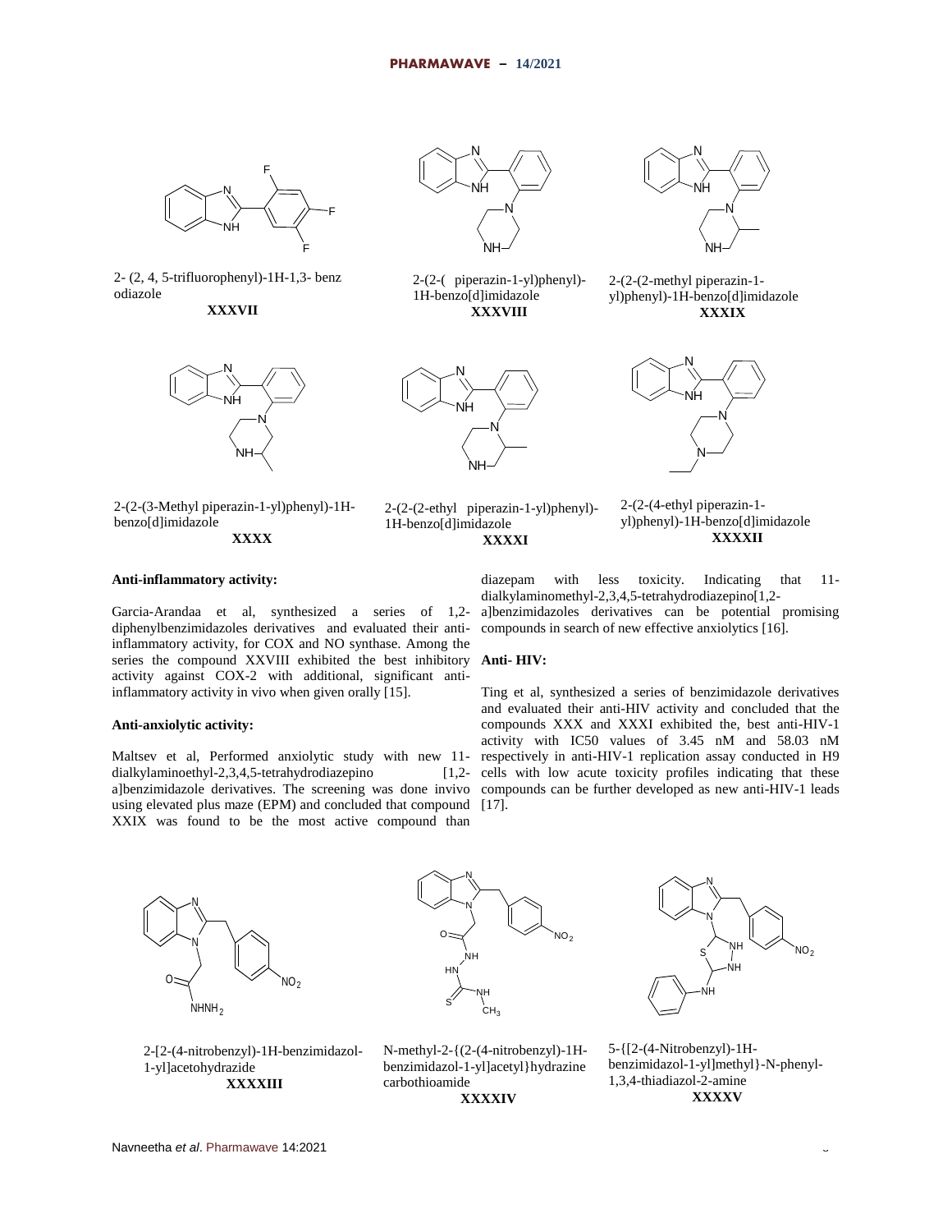2- (2, 4, 5-trifluorophenyl)-1H-1,3- benz odiazole

**XXXVII**

2-(2-( piperazin-1-yl)phenyl)-1H-benzo[d]imidazole

**XXXVIII**

2-(2-(2-methyl piperazin-1-yl)phenyl)-1H-benzo[d]imidazole

**XXXIX**

2-(2-(3-Methyl piperazin-1-yl)phenyl)-1H-benzo[d]imidazole

**XXXX**

2-(2-(2-ethyl piperazin-1-yl)phenyl)-1H-benzo[d]imidazole

**XXXXI**

2-(2-(4-ethyl piperazin-1-yl)phenyl)-1H-benzo[d]imidazole

**XXXXII**

**Anti-inflammatory activity:**

Garcia-Arandaa et al, synthesized a series of 1,2-diphenylbenzimidazoles derivatives and evaluated their anti-inflammatory activity, for COX and NO synthase. Among the series the compound XXVIII exhibited the best inhibitory activity against COX-2 with additional, significant anti-inflammatory activity in vivo when given orally [15].

**Anti-anxiolytic activity:**

Maltsev et al, Performed anxiolytic study with new 11-dialkylaminoethyl-2,3,4,5-tetrahydrodiazepino [1,2-a]benzimidazole derivatives. The screening was done invivo using elevated plus maze (EPM) and concluded that compound XXIX was found to be the most active compound than diazepam with less toxicity. Indicating that 11-dialkylaminomethyl-2,3,4,5-tetrahydrodiazepino[1,2-a]benzimidazoles derivatives can be potential promising compounds in search of new effective anxiolytics [16].

**Anti- HIV:**

Ting et al, synthesized a series of benzimidazole derivatives and evaluated their anti-HIV activity and concluded that the compounds XXX and XXXI exhibited the, best anti-HIV-1 activity with IC50 values of 3.45 nM and 58.03 nM respectively in anti-HIV-1 replication assay conducted in H9 cells with low acute toxicity profiles indicating that these compounds can be further developed as new anti-HIV-1 leads [17].

2-[2-(4-nitrobenzyl)-1H-benzimidazol-1-yl]acetohydrazide

**XXXXIII**

N-methyl-2-{(2-(4-nitrobenzyl)-1H-benzimidazol-1-yl]acetyl}hydrazine carbothioamide

**XXXXIV**

5-{[2-(4-Nitrobenzyl)-1H-benzimidazol-1-yl]methyl}-N-phenyl-1,3,4-thiadiazol-2-amine

**XXXXV**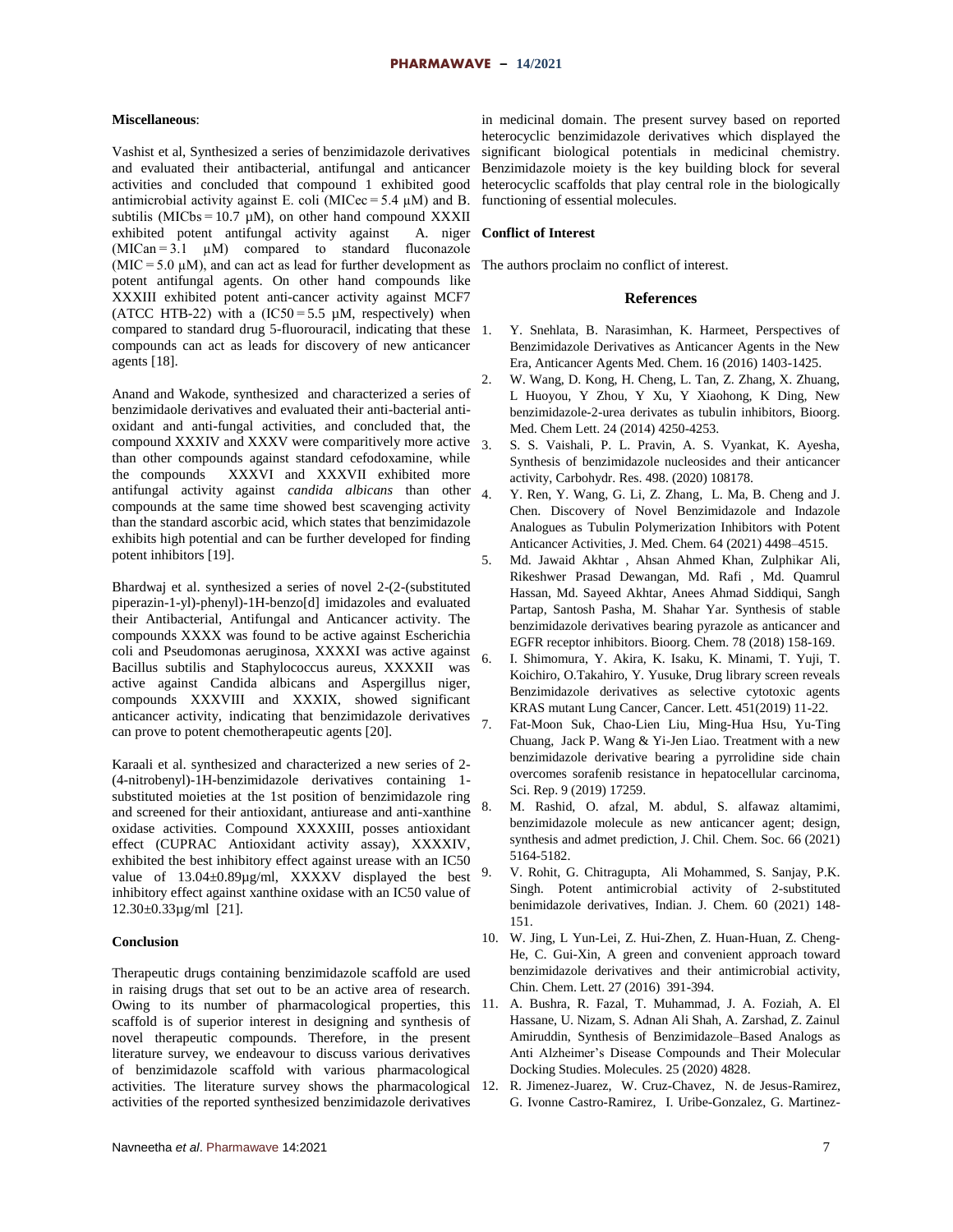**Miscellaneous**:

Vashist et al, Synthesized a series of benzimidazole derivatives and evaluated their antibacterial, antifungal and anticancer activities and concluded that compound 1 exhibited good antimicrobial activity against E. coli ($MIC_{ec} = 5.4$ µM) and B. subtilis ($MIC_{bs} = 10.7$ µM), on other hand compound XXXII exhibited potent antifungal activity against A. niger ($MIC_{an} = 3.1$ µM) compared to standard fluconazole ($MIC = 5.0$ µM), and can act as lead for further development as potent antifungal agents. On other hand compounds like XXXIII exhibited potent anti-cancer activity against MCF7 (ATCC HTB-22) with a ($IC_{50} = 5.5$ µM, respectively) when compared to standard drug 5-fluorouracil, indicating that these compounds can act as leads for discovery of new anticancer agents [18].

Anand and Wakode, synthesized and characterized a series of benzimidaole derivatives and evaluated their anti-bacterial anti-oxidant and anti-fungal activities, and concluded that, the compound XXXIV and XXXV were comparitively more active than other compounds against standard cefodoxamine, while the compounds XXXVI and XXXVII exhibited more antifungal activity against *candida albicans* than other compounds at the same time showed best scavenging activity than the standard ascorbic acid, which states that benzimidazole exhibits high potential and can be further developed for finding potent inhibitors [19].

Bhardwaj et al. synthesized a series of novel 2-(2-(substituted piperazin-1-yl)-phenyl)-1H-benzo[d] imidazoles and evaluated their Antibacterial, Antifungal and Anticancer activity. The compounds XXXX was found to be active against Escherichia coli and Pseudomonas aeruginosa, XXXXI was active against Bacillus subtilis and Staphylococcus aureus, XXXXII was active against Candida albicans and Aspergillus niger, compounds XXXVIII and XXXIX, showed significant anticancer activity, indicating that benzimidazole derivatives can prove to potent chemotherapeutic agents [20].

Karaali et al. synthesized and characterized a new series of 2-(4-nitrobenyl)-1H-benzimidazole derivatives containing 1-substituted moieties at the 1st position of benzimidazole ring and screened for their antioxidant, antiurease and anti-xanthine oxidase activities. Compound XXXXIII, posses antioxidant effect (CUPRAC Antioxidant activity assay), XXXXIV, exhibited the best inhibitory effect against urease with an IC50 value of 13.04±0.89µg/ml, XXXXV displayed the best inhibitory effect against xanthine oxidase with an IC50 value of 12.30±0.33µg/ml [21].

## Conclusion

Therapeutic drugs containing benzimidazole scaffold are used in raising drugs that set out to be an active area of research. Owing to its number of pharmacological properties, this scaffold is of superior interest in designing and synthesis of novel therapeutic compounds. Therefore, in the present literature survey, we endeavour to discuss various derivatives of benzimidazole scaffold with various pharmacological activities. The literature survey shows the pharmacological activities of the reported synthesized benzimidazole derivatives in medicinal domain. The present survey based on reported heterocyclic benzimidazole derivatives which displayed the significant biological potentials in medicinal chemistry. Benzimidazole moiety is the key building block for several heterocyclic scaffolds that play central role in the biologically functioning of essential molecules.

## Conflict of Interest

The authors proclaim no conflict of interest.

## References

1. Y. Snehlata, B. Narasimhan, K. Harmeet, Perspectives of Benzimidazole Derivatives as Anticancer Agents in the New Era, Anticancer Agents Med. Chem. 16 (2016) 1403-1425.
2. W. Wang, D. Kong, H. Cheng, L. Tan, Z. Zhang, X. Zhuang, L Huoyou, Y Zhou, Y Xu, Y Xiaohong, K Ding, New benzimidazole-2-urea derivates as tubulin inhibitors, Bioorg. Med. Chem Lett. 24 (2014) 4250-4253.
3. S. S. Vaishali, P. L. Pravin, A. S. Vyankat, K. Ayesha, Synthesis of benzimidazole nucleosides and their anticancer activity, Carbohydr. Res. 498. (2020) 108178.
4. Y. Ren, Y. Wang, G. Li, Z. Zhang, L. Ma, B. Cheng and J. Chen. Discovery of Novel Benzimidazole and Indazole Analogues as Tubulin Polymerization Inhibitors with Potent Anticancer Activities, J. Med. Chem. 64 (2021) 4498–4515.
5. Md. Jawaid Akhtar , Ahsan Ahmed Khan, Zulphikar Ali, Rikeshwer Prasad Dewangan, Md. Rafi , Md. Quamrul Hassan, Md. Sayeed Akhtar, Anees Ahmad Siddiqui, Sangh Partap, Santosh Pasha, M. Shahar Yar. Synthesis of stable benzimidazole derivatives bearing pyrazole as anticancer and EGFR receptor inhibitors. Bioorg. Chem. 78 (2018) 158-169.
6. I. Shimomura, Y. Akira, K. Isaku, K. Minami, T. Yuji, T. Koichiro, O.Takahiro, Y. Yusuke, Drug library screen reveals Benzimidazole derivatives as selective cytotoxic agents KRAS mutant Lung Cancer, Cancer. Lett. 451(2019) 11-22.
7. Fat-Moon Suk, Chao-Lien Liu, Ming-Hua Hsu, Yu-Ting Chuang, Jack P. Wang & Yi-Jen Liao. Treatment with a new benzimidazole derivative bearing a pyrrolidine side chain overcomes sorafenib resistance in hepatocellular carcinoma, Sci. Rep. 9 (2019) 17259.
8. M. Rashid, O. afzal, M. abdul, S. alfawaz altamimi, benzimidazole molecule as new anticancer agent; design, synthesis and admet prediction, J. Chil. Chem. Soc. 66 (2021) 5164-5182.
9. V. Rohit, G. Chitragupta, Ali Mohammed, S. Sanjay, P.K. Singh. Potent antimicrobial activity of 2-substituted benimidazole derivatives, Indian. J. Chem. 60 (2021) 148-151.
10. W. Jing, L Yun-Lei, Z. Hui-Zhen, Z. Huan-Huan, Z. Cheng-He, C. Gui-Xin, A green and convenient approach toward benzimidazole derivatives and their antimicrobial activity, Chin. Chem. Lett. 27 (2016) 391-394.
11. A. Bushra, R. Fazal, T. Muhammad, J. A. Foziah, A. El Hassane, U. Nizam, S. Adnan Ali Shah, A. Zarshad, Z. Zainul Amiruddin, Synthesis of Benzimidazole–Based Analogs as Anti Alzheimer's Disease Compounds and Their Molecular Docking Studies. Molecules. 25 (2020) 4828.
12. R. Jimenez-Juarez, W. Cruz-Chavez, N. de Jesus-Ramirez, G. Ivonne Castro-Ramirez, I. Uribe-Gonzalez, G. Martinez-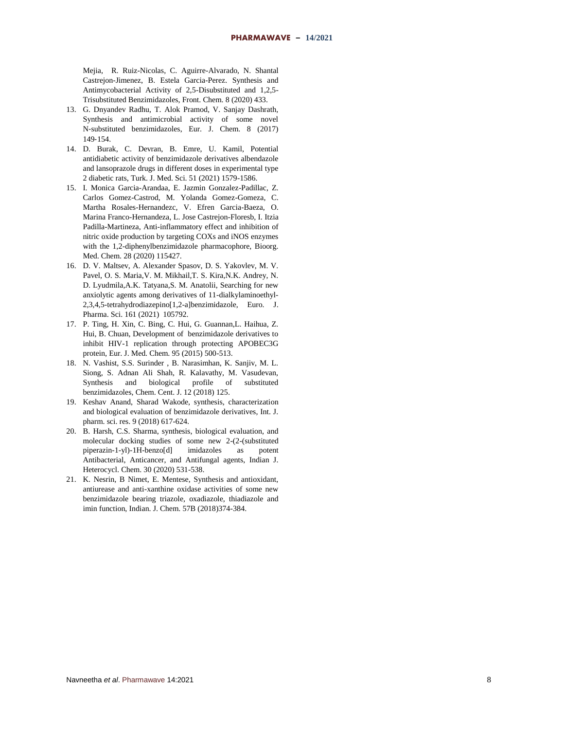Mejia, R. Ruiz-Nicolas, C. Aguirre-Alvarado, N. Shantal Castrejon-Jimenez, B. Estela Garcia-Perez. Synthesis and Antimycobacterial Activity of 2,5-Disubstituted and 1,2,5-Trisubstituted Benzimidazoles, Front. Chem. 8 (2020) 433.

13. G. Dnyandev Radhu, T. Alok Pramod, V. Sanjay Dashrath, Synthesis and antimicrobial activity of some novel N-substituted benzimidazoles, Eur. J. Chem. 8 (2017) 149-154.
14. D. Burak, C. Devran, B. Emre, U. Kamil, Potential antidiabetic activity of benzimidazole derivatives albendazole and lansoprazole drugs in different doses in experimental type 2 diabetic rats, Turk. J. Med. Sci. 51 (2021) 1579-1586.
15. I. Monica Garcia-Arandaa, E. Jazmin Gonzalez-Padillac, Z. Carlos Gomez-Castrod, M. Yolanda Gomez-Gomeza, C. Martha Rosales-Hernandezc, V. Efren Garcia-Baeza, O. Marina Franco-Hernandeza, L. Jose Castrejon-Floresb, I. Itzia Padilla-Martineza, Anti-inflammatory effect and inhibition of nitric oxide production by targeting COXs and iNOS enzymes with the 1,2-diphenylbenzimidazole pharmacophore, Bioorg. Med. Chem. 28 (2020) 115427.
16. D. V. Maltsev, A. Alexander Spasov, D. S. Yakovlev, M. V. Pavel, O. S. Maria,V. M. Mikhail,T. S. Kira,N.K. Andrey, N. D. Lyudmila,A.K. Tatyana,S. M. Anatolii, Searching for new anxiolytic agents among derivatives of 11-dialkylaminoethyl-2,3,4,5-tetrahydrodiazepino[1,2-a]benzimidazole, Euro. J. Pharma. Sci. 161 (2021) 105792.
17. P. Ting, H. Xin, C. Bing, C. Hui, G. Guannan,L. Haihua, Z. Hui, B. Chuan, Development of benzimidazole derivatives to inhibit HIV-1 replication through protecting APOBEC3G protein, Eur. J. Med. Chem. 95 (2015) 500-513.
18. N. Vashist, S.S. Surinder , B. Narasimhan, K. Sanjiv, M. L. Siong, S. Adnan Ali Shah, R. Kalavathy, M. Vasudevan, Synthesis and biological profile of substituted benzimidazoles, Chem. Cent. J. 12 (2018) 125.
19. Keshav Anand, Sharad Wakode, synthesis, characterization and biological evaluation of benzimidazole derivatives, Int. J. pharm. sci. res. 9 (2018) 617-624.
20. B. Harsh, C.S. Sharma, synthesis, biological evaluation, and molecular docking studies of some new 2-(2-(substituted piperazin-1-yl)-1H-benzo[d] imidazoles as potent Antibacterial, Anticancer, and Antifungal agents, Indian J. Heterocycl. Chem. 30 (2020) 531-538.
21. K. Nesrin, B Nimet, E. Mentese, Synthesis and antioxidant, antiurease and anti-xanthine oxidase activities of some new benzimidazole bearing triazole, oxadiazole, thiadiazole and imin function, Indian. J. Chem. 57B (2018)374-384.